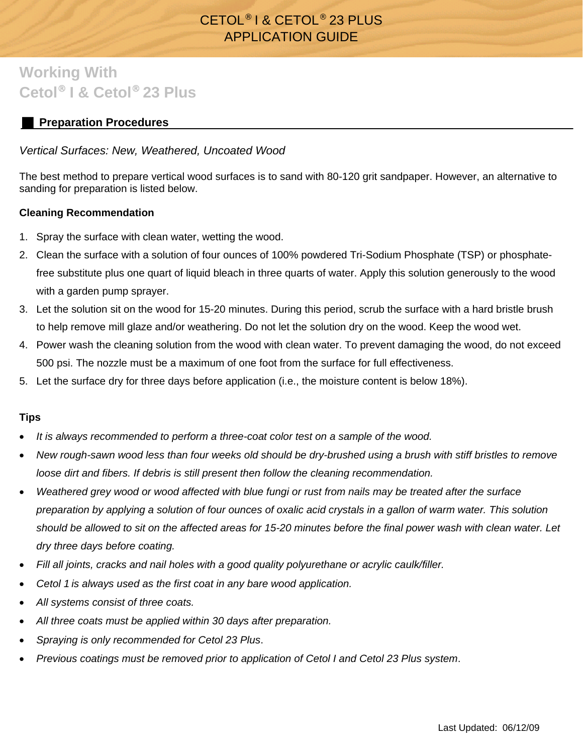# CETOL® I & CETOL® 23 PLUS APPLICATION GUIDE

## Working With Cetol® I & Cetol® 23 Plus

### Preparation Procedures

*Vertical Surfaces: New, Weathered, Uncoated Wood*

The best method to prepare vertical wood surfaces is to sand with 80-120 grit sandpaper. However, an alternative to sanding for preparation is listed below.

**Cleaning Recommendation**

1. Spray the surface with clean water, wetting the wood.
2. Clean the surface with a solution of four ounces of 100% powdered Tri-Sodium Phosphate (TSP) or phosphate-free substitute plus one quart of liquid bleach in three quarts of water. Apply this solution generously to the wood with a garden pump sprayer.
3. Let the solution sit on the wood for 15-20 minutes. During this period, scrub the surface with a hard bristle brush to help remove mill glaze and/or weathering. Do not let the solution dry on the wood. Keep the wood wet.
4. Power wash the cleaning solution from the wood with clean water. To prevent damaging the wood, do not exceed 500 psi. The nozzle must be a maximum of one foot from the surface for full effectiveness.
5. Let the surface dry for three days before application (i.e., the moisture content is below 18%).

**Tips**

- *It is always recommended to perform a three-coat color test on a sample of the wood.*
- *New rough-sawn wood less than four weeks old should be dry-brushed using a brush with stiff bristles to remove loose dirt and fibers. If debris is still present then follow the cleaning recommendation.*
- *Weathered grey wood or wood affected with blue fungi or rust from nails may be treated after the surface preparation by applying a solution of four ounces of oxalic acid crystals in a gallon of warm water. This solution should be allowed to sit on the affected areas for 15-20 minutes before the final power wash with clean water. Let dry three days before coating.*
- *Fill all joints, cracks and nail holes with a good quality polyurethane or acrylic caulk/filler.*
- *Cetol 1 is always used as the first coat in any bare wood application.*
- *All systems consist of three coats.*
- *All three coats must be applied within 30 days after preparation.*
- *Spraying is only recommended for Cetol 23 Plus*.
- *Previous coatings must be removed prior to application of Cetol I and Cetol 23 Plus system*.

Last Updated: 06/12/09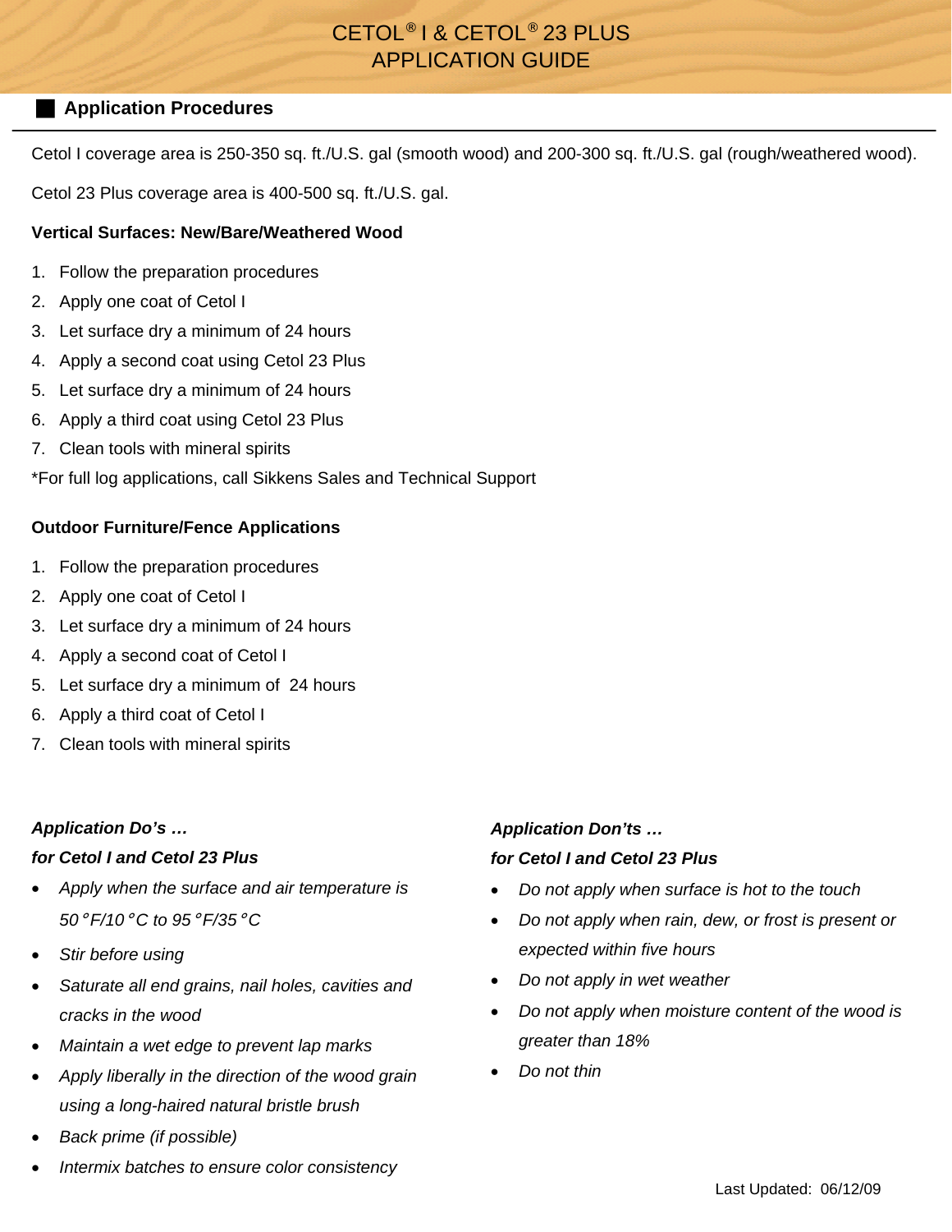# CETOL® I & CETOL® 23 PLUS APPLICATION GUIDE

## Application Procedures

Cetol I coverage area is 250-350 sq. ft./U.S. gal (smooth wood) and 200-300 sq. ft./U.S. gal (rough/weathered wood).

Cetol 23 Plus coverage area is 400-500 sq. ft./U.S. gal.

**Vertical Surfaces: New/Bare/Weathered Wood**

1. Follow the preparation procedures
2. Apply one coat of Cetol I
3. Let surface dry a minimum of 24 hours
4. Apply a second coat using Cetol 23 Plus
5. Let surface dry a minimum of 24 hours
6. Apply a third coat using Cetol 23 Plus
7. Clean tools with mineral spirits

*For full log applications, call Sikkens Sales and Technical Support

**Outdoor Furniture/Fence Applications**

1. Follow the preparation procedures
2. Apply one coat of Cetol I
3. Let surface dry a minimum of 24 hours
4. Apply a second coat of Cetol I
5. Let surface dry a minimum of 24 hours
6. Apply a third coat of Cetol I
7. Clean tools with mineral spirits

***Application Do's …***
***for Cetol I and Cetol 23 Plus***

- *Apply when the surface and air temperature is 50°F/10°C to 95°F/35°C*
- *Stir before using*
- *Saturate all end grains, nail holes, cavities and cracks in the wood*
- *Maintain a wet edge to prevent lap marks*
- *Apply liberally in the direction of the wood grain using a long-haired natural bristle brush*
- *Back prime (if possible)*
- *Intermix batches to ensure color consistency*

***Application Don'ts …***
***for Cetol I and Cetol 23 Plus***

- *Do not apply when surface is hot to the touch*
- *Do not apply when rain, dew, or frost is present or expected within five hours*
- *Do not apply in wet weather*
- *Do not apply when moisture content of the wood is greater than 18%*
- *Do not thin*

Last Updated: 06/12/09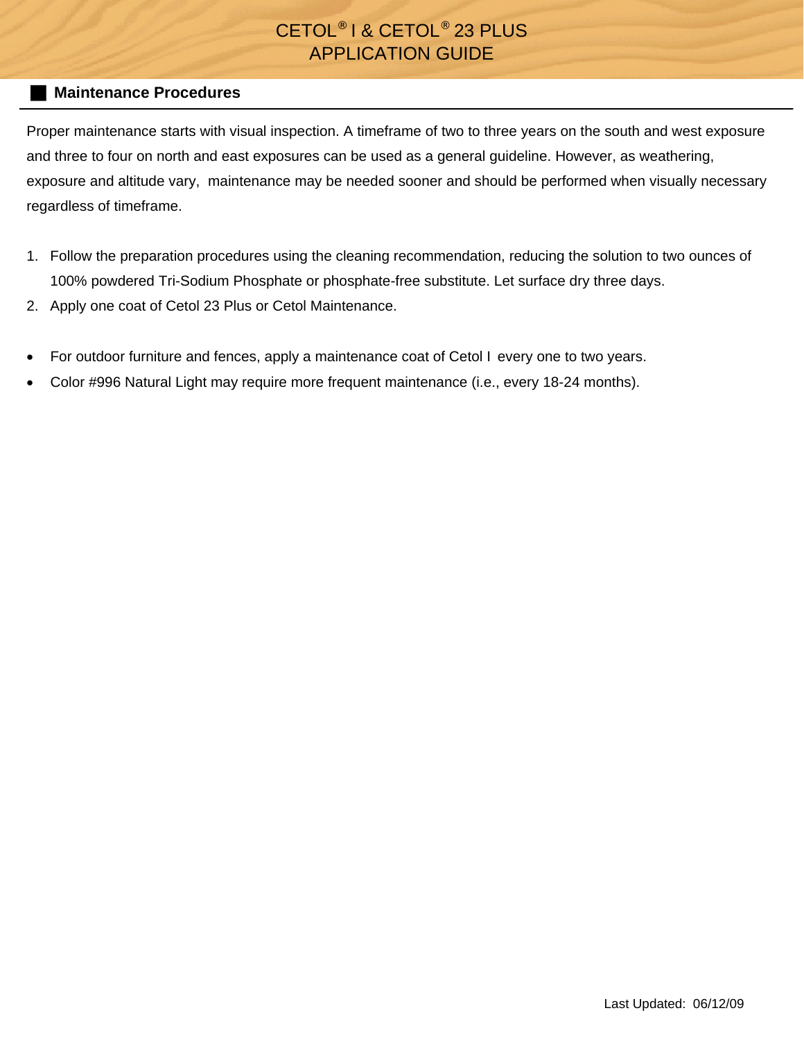## Maintenance Procedures

Proper maintenance starts with visual inspection. A timeframe of two to three years on the south and west exposure and three to four on north and east exposures can be used as a general guideline. However, as weathering, exposure and altitude vary, maintenance may be needed sooner and should be performed when visually necessary regardless of timeframe.

1. Follow the preparation procedures using the cleaning recommendation, reducing the solution to two ounces of 100% powdered Tri-Sodium Phosphate or phosphate-free substitute. Let surface dry three days.
2. Apply one coat of Cetol 23 Plus or Cetol Maintenance.

- For outdoor furniture and fences, apply a maintenance coat of Cetol I every one to two years.
- Color #996 Natural Light may require more frequent maintenance (i.e., every 18-24 months).

Last Updated: 06/12/09